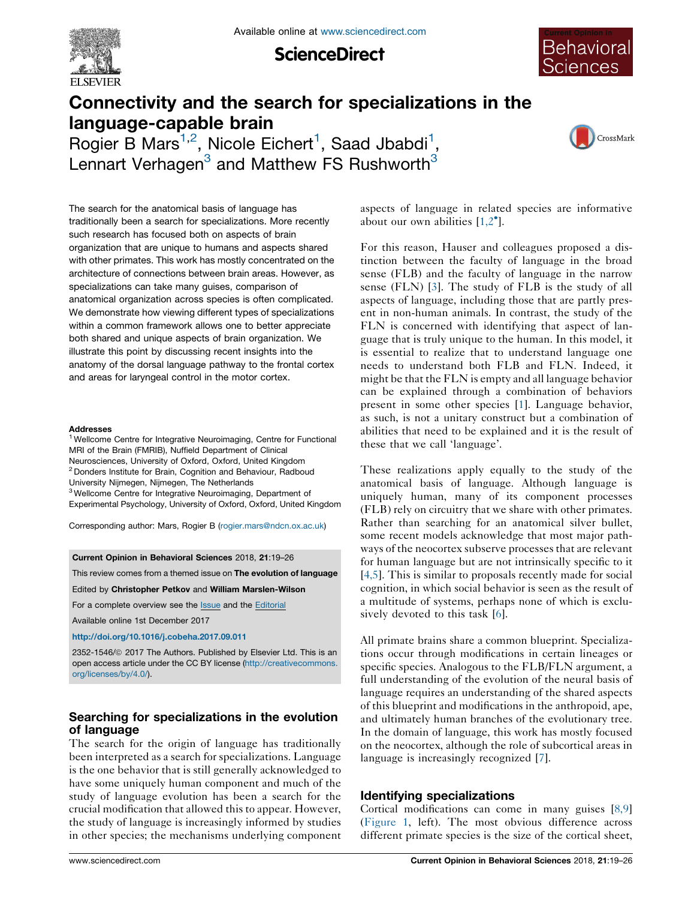# Connectivity and the search for specializations in the language-capable brain

Rogier B Mars[1,2], Nicole Eichert[1], Saad Jbabdi[1], Lennart Verhagen[3] and Matthew FS Rushworth[3]

The search for the anatomical basis of language has traditionally been a search for specializations. More recently such research has focused both on aspects of brain organization that are unique to humans and aspects shared with other primates. This work has mostly concentrated on the architecture of connections between brain areas. However, as specializations can take many guises, comparison of anatomical organization across species is often complicated. We demonstrate how viewing different types of specializations within a common framework allows one to better appreciate both shared and unique aspects of brain organization. We illustrate this point by discussing recent insights into the anatomy of the dorsal language pathway to the frontal cortex and areas for laryngeal control in the motor cortex.

**Addresses**

[1] Wellcome Centre for Integrative Neuroimaging, Centre for Functional MRI of the Brain (FMRIB), Nuffield Department of Clinical Neurosciences, University of Oxford, Oxford, United Kingdom

[2] Donders Institute for Brain, Cognition and Behaviour, Radboud University Nijmegen, Nijmegen, The Netherlands

[3] Wellcome Centre for Integrative Neuroimaging, Department of Experimental Psychology, University of Oxford, Oxford, United Kingdom

Corresponding author: Mars, Rogier B (rogier.mars@ndcn.ox.ac.uk)

**Current Opinion in Behavioral Sciences** 2018, **21**:19–26

This review comes from a themed issue on **The evolution of language**

Edited by **Christopher Petkov** and **William Marslen-Wilson**

For a complete overview see the Issue and the Editorial

Available online 1st December 2017

**http://doi.org/10.1016/j.cobeha.2017.09.011**

2352-1546/© 2017 The Authors. Published by Elsevier Ltd. This is an open access article under the CC BY license (http://creativecommons.org/licenses/by/4.0/).

## Searching for specializations in the evolution of language

The search for the origin of language has traditionally been interpreted as a search for specializations. Language is the one behavior that is still generally acknowledged to have some uniquely human component and much of the study of language evolution has been a search for the crucial modification that allowed this to appear. However, the study of language is increasingly informed by studies in other species; the mechanisms underlying component aspects of language in related species are informative about our own abilities [1,2•].

For this reason, Hauser and colleagues proposed a distinction between the faculty of language in the broad sense (FLB) and the faculty of language in the narrow sense (FLN) [3]. The study of FLB is the study of all aspects of language, including those that are partly present in non-human animals. In contrast, the study of the FLN is concerned with identifying that aspect of language that is truly unique to the human. In this model, it is essential to realize that to understand language one needs to understand both FLB and FLN. Indeed, it might be that the FLN is empty and all language behavior can be explained through a combination of behaviors present in some other species [1]. Language behavior, as such, is not a unitary construct but a combination of abilities that need to be explained and it is the result of these that we call 'language'.

These realizations apply equally to the study of the anatomical basis of language. Although language is uniquely human, many of its component processes (FLB) rely on circuitry that we share with other primates. Rather than searching for an anatomical silver bullet, some recent models acknowledge that most major pathways of the neocortex subserve processes that are relevant for human language but are not intrinsically specific to it [4,5]. This is similar to proposals recently made for social cognition, in which social behavior is seen as the result of a multitude of systems, perhaps none of which is exclusively devoted to this task [6].

All primate brains share a common blueprint. Specializations occur through modifications in certain lineages or specific species. Analogous to the FLB/FLN argument, a full understanding of the evolution of the neural basis of language requires an understanding of the shared aspects of this blueprint and modifications in the anthropoid, ape, and ultimately human branches of the evolutionary tree. In the domain of language, this work has mostly focused on the neocortex, although the role of subcortical areas in language is increasingly recognized [7].

## Identifying specializations

Cortical modifications can come in many guises [8,9] (Figure 1, left). The most obvious difference across different primate species is the size of the cortical sheet,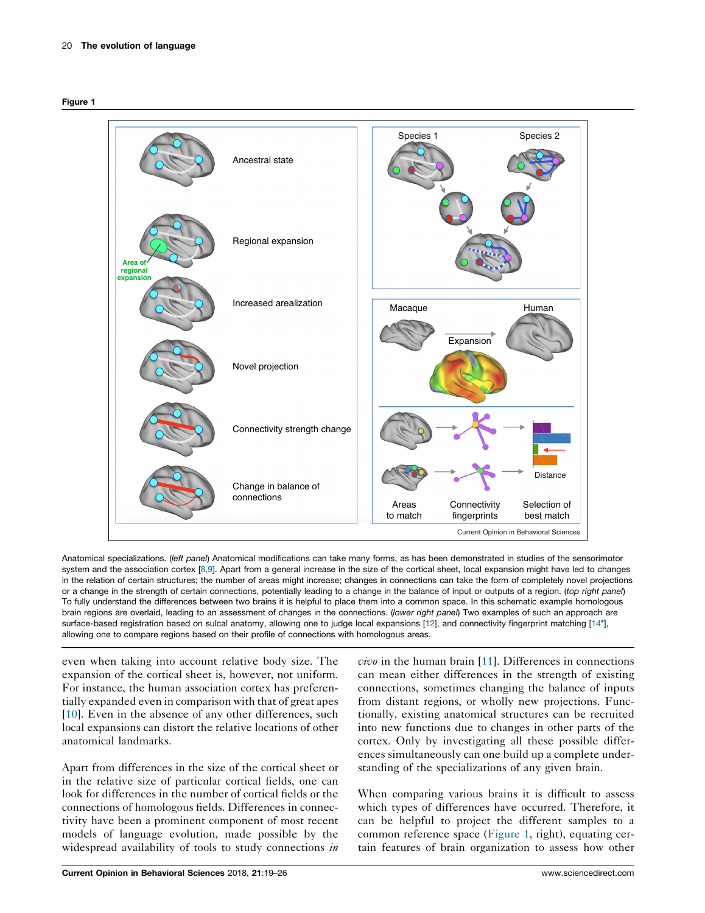**Figure 1**

Ancestral state

Regional expansion

Area of regional expansion

Increased arealization

Novel projection

Connectivity strength change

Change in balance of connections

Species 1

Species 2

Macaque

Human

Expansion

Distance

Areas to match

Connectivity fingerprints

Selection of best match

Anatomical specializations. (*left panel*) Anatomical modifications can take many forms, as has been demonstrated in studies of the sensorimotor system and the association cortex [8,9]. Apart from a general increase in the size of the cortical sheet, local expansion might have led to changes in the relation of certain structures; the number of areas might increase; changes in connections can take the form of completely novel projections or a change in the strength of certain connections, potentially leading to a change in the balance of input or outputs of a region. (*top right panel*) To fully understand the differences between two brains it is helpful to place them into a common space. In this schematic example homologous brain regions are overlaid, leading to an assessment of changes in the connections. (*lower right panel*) Two examples of such an approach are surface-based registration based on sulcal anatomy, allowing one to judge local expansions [12], and connectivity fingerprint matching [14*], allowing one to compare regions based on their profile of connections with homologous areas.

even when taking into account relative body size. The expansion of the cortical sheet is, however, not uniform. For instance, the human association cortex has preferentially expanded even in comparison with that of great apes [10]. Even in the absence of any other differences, such local expansions can distort the relative locations of other anatomical landmarks.

Apart from differences in the size of the cortical sheet or in the relative size of particular cortical fields, one can look for differences in the number of cortical fields or the connections of homologous fields. Differences in connectivity have been a prominent component of most recent models of language evolution, made possible by the widespread availability of tools to study connections *in vivo* in the human brain [11]. Differences in connections can mean either differences in the strength of existing connections, sometimes changing the balance of inputs from distant regions, or wholly new projections. Functionally, existing anatomical structures can be recruited into new functions due to changes in other parts of the cortex. Only by investigating all these possible differences simultaneously can one build up a complete understanding of the specializations of any given brain.

When comparing various brains it is difficult to assess which types of differences have occurred. Therefore, it can be helpful to project the different samples to a common reference space (Figure 1, right), equating certain features of brain organization to assess how other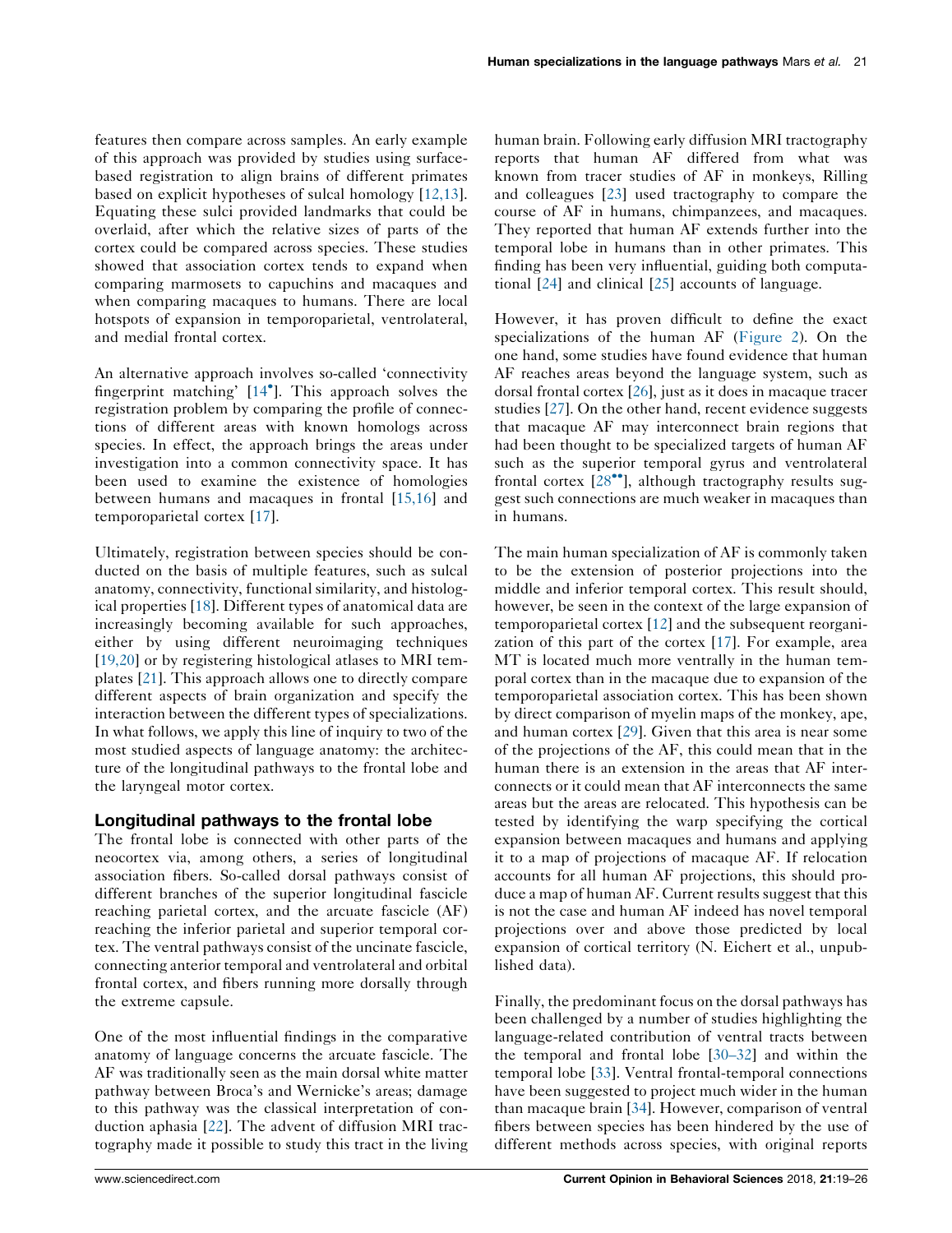features then compare across samples. An early example of this approach was provided by studies using surface-based registration to align brains of different primates based on explicit hypotheses of sulcal homology [12,13]. Equating these sulci provided landmarks that could be overlaid, after which the relative sizes of parts of the cortex could be compared across species. These studies showed that association cortex tends to expand when comparing marmosets to capuchins and macaques and when comparing macaques to humans. There are local hotspots of expansion in temporoparietal, ventrolateral, and medial frontal cortex.

An alternative approach involves so-called 'connectivity fingerprint matching' [14•]. This approach solves the registration problem by comparing the profile of connections of different areas with known homologs across species. In effect, the approach brings the areas under investigation into a common connectivity space. It has been used to examine the existence of homologies between humans and macaques in frontal [15,16] and temporoparietal cortex [17].

Ultimately, registration between species should be conducted on the basis of multiple features, such as sulcal anatomy, connectivity, functional similarity, and histological properties [18]. Different types of anatomical data are increasingly becoming available for such approaches, either by using different neuroimaging techniques [19,20] or by registering histological atlases to MRI templates [21]. This approach allows one to directly compare different aspects of brain organization and specify the interaction between the different types of specializations. In what follows, we apply this line of inquiry to two of the most studied aspects of language anatomy: the architecture of the longitudinal pathways to the frontal lobe and the laryngeal motor cortex.

## Longitudinal pathways to the frontal lobe

The frontal lobe is connected with other parts of the neocortex via, among others, a series of longitudinal association fibers. So-called dorsal pathways consist of different branches of the superior longitudinal fascicle reaching parietal cortex, and the arcuate fascicle (AF) reaching the inferior parietal and superior temporal cortex. The ventral pathways consist of the uncinate fascicle, connecting anterior temporal and ventrolateral and orbital frontal cortex, and fibers running more dorsally through the extreme capsule.

One of the most influential findings in the comparative anatomy of language concerns the arcuate fascicle. The AF was traditionally seen as the main dorsal white matter pathway between Broca's and Wernicke's areas; damage to this pathway was the classical interpretation of conduction aphasia [22]. The advent of diffusion MRI tractography made it possible to study this tract in the living human brain. Following early diffusion MRI tractography reports that human AF differed from what was known from tracer studies of AF in monkeys, Rilling and colleagues [23] used tractography to compare the course of AF in humans, chimpanzees, and macaques. They reported that human AF extends further into the temporal lobe in humans than in other primates. This finding has been very influential, guiding both computational [24] and clinical [25] accounts of language.

However, it has proven difficult to define the exact specializations of the human AF (Figure 2). On the one hand, some studies have found evidence that human AF reaches areas beyond the language system, such as dorsal frontal cortex [26], just as it does in macaque tracer studies [27]. On the other hand, recent evidence suggests that macaque AF may interconnect brain regions that had been thought to be specialized targets of human AF such as the superior temporal gyrus and ventrolateral frontal cortex [28••], although tractography results suggest such connections are much weaker in macaques than in humans.

The main human specialization of AF is commonly taken to be the extension of posterior projections into the middle and inferior temporal cortex. This result should, however, be seen in the context of the large expansion of temporoparietal cortex [12] and the subsequent reorganization of this part of the cortex [17]. For example, area MT is located much more ventrally in the human temporal cortex than in the macaque due to expansion of the temporoparietal association cortex. This has been shown by direct comparison of myelin maps of the monkey, ape, and human cortex [29]. Given that this area is near some of the projections of the AF, this could mean that in the human there is an extension in the areas that AF interconnects or it could mean that AF interconnects the same areas but the areas are relocated. This hypothesis can be tested by identifying the warp specifying the cortical expansion between macaques and humans and applying it to a map of projections of macaque AF. If relocation accounts for all human AF projections, this should produce a map of human AF. Current results suggest that this is not the case and human AF indeed has novel temporal projections over and above those predicted by local expansion of cortical territory (N. Eichert et al., unpublished data).

Finally, the predominant focus on the dorsal pathways has been challenged by a number of studies highlighting the language-related contribution of ventral tracts between the temporal and frontal lobe [30–32] and within the temporal lobe [33]. Ventral frontal-temporal connections have been suggested to project much wider in the human than macaque brain [34]. However, comparison of ventral fibers between species has been hindered by the use of different methods across species, with original reports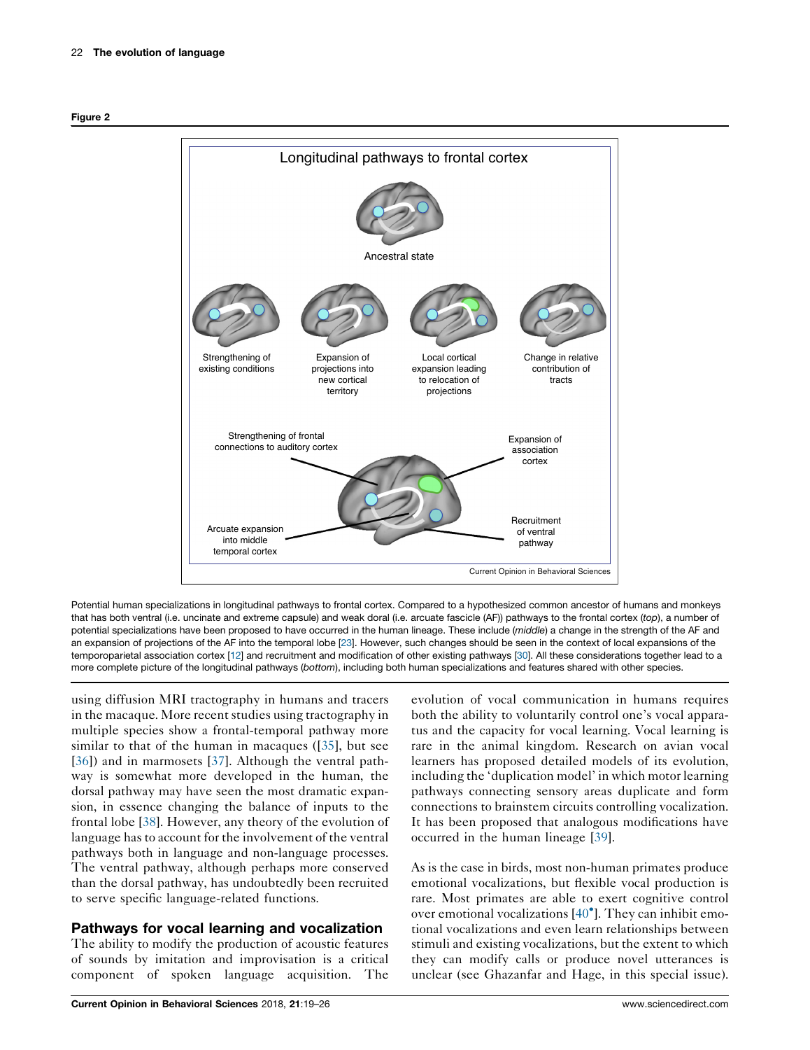**Figure 2**

Potential human specializations in longitudinal pathways to frontal cortex. Compared to a hypothesized common ancestor of humans and monkeys that has both ventral (i.e. uncinate and extreme capsule) and weak doral (i.e. arcuate fascicle (AF)) pathways to the frontal cortex (*top*), a number of potential specializations have been proposed to have occurred in the human lineage. These include (*middle*) a change in the strength of the AF and an expansion of projections of the AF into the temporal lobe [23]. However, such changes should be seen in the context of local expansions of the temporoparietal association cortex [12] and recruitment and modification of other existing pathways [30]. All these considerations together lead to a more complete picture of the longitudinal pathways (*bottom*), including both human specializations and features shared with other species.

using diffusion MRI tractography in humans and tracers in the macaque. More recent studies using tractography in multiple species show a frontal-temporal pathway more similar to that of the human in macaques ([35], but see [36]) and in marmosets [37]. Although the ventral pathway is somewhat more developed in the human, the dorsal pathway may have seen the most dramatic expansion, in essence changing the balance of inputs to the frontal lobe [38]. However, any theory of the evolution of language has to account for the involvement of the ventral pathways both in language and non-language processes. The ventral pathway, although perhaps more conserved than the dorsal pathway, has undoubtedly been recruited to serve specific language-related functions.

## Pathways for vocal learning and vocalization

The ability to modify the production of acoustic features of sounds by imitation and improvisation is a critical component of spoken language acquisition. The evolution of vocal communication in humans requires both the ability to voluntarily control one's vocal apparatus and the capacity for vocal learning. Vocal learning is rare in the animal kingdom. Research on avian vocal learners has proposed detailed models of its evolution, including the 'duplication model' in which motor learning pathways connecting sensory areas duplicate and form connections to brainstem circuits controlling vocalization. It has been proposed that analogous modifications have occurred in the human lineage [39].

As is the case in birds, most non-human primates produce emotional vocalizations, but flexible vocal production is rare. Most primates are able to exert cognitive control over emotional vocalizations [40•]. They can inhibit emotional vocalizations and even learn relationships between stimuli and existing vocalizations, but the extent to which they can modify calls or produce novel utterances is unclear (see Ghazanfar and Hage, in this special issue).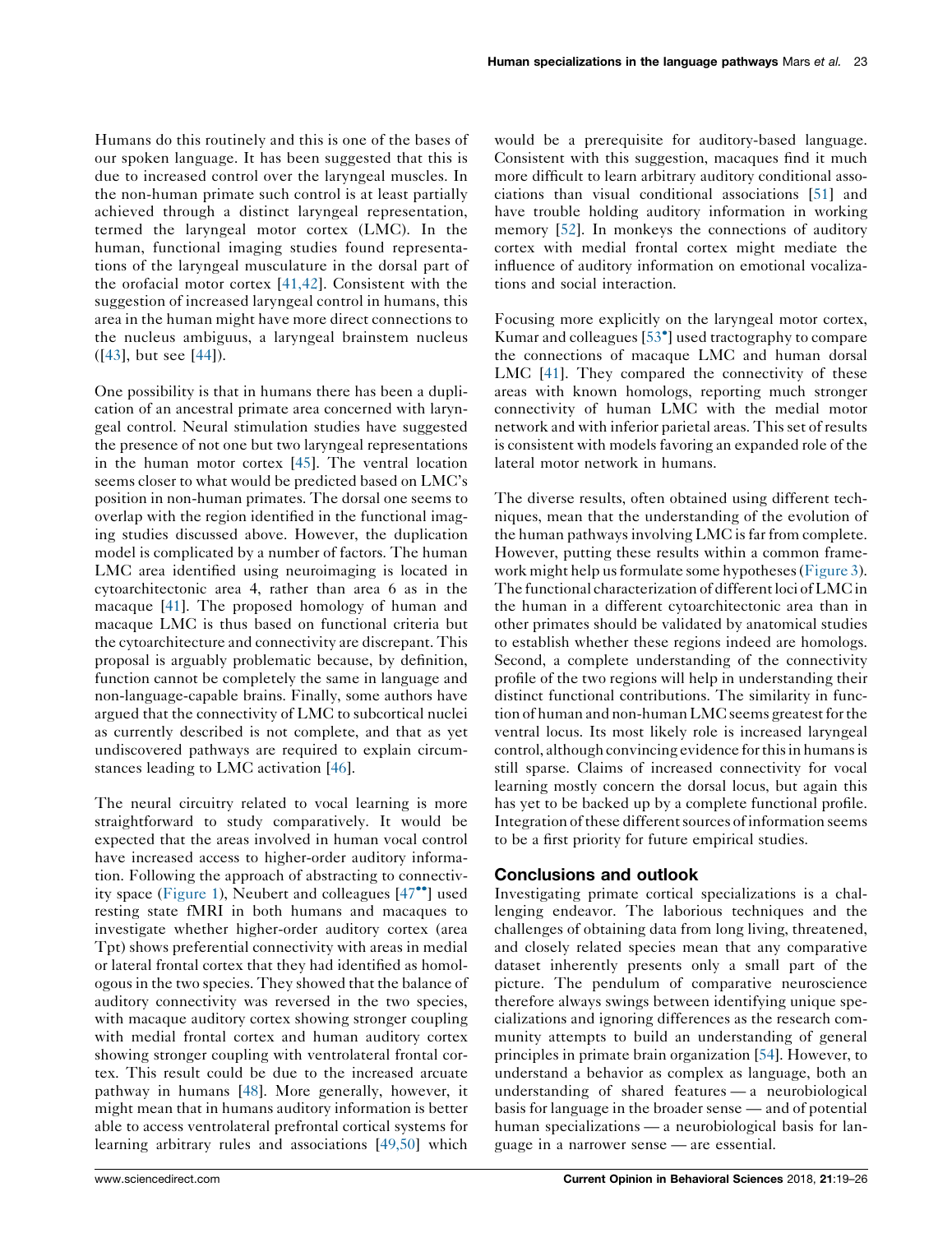Humans do this routinely and this is one of the bases of our spoken language. It has been suggested that this is due to increased control over the laryngeal muscles. In the non-human primate such control is at least partially achieved through a distinct laryngeal representation, termed the laryngeal motor cortex (LMC). In the human, functional imaging studies found representations of the laryngeal musculature in the dorsal part of the orofacial motor cortex [41,42]. Consistent with the suggestion of increased laryngeal control in humans, this area in the human might have more direct connections to the nucleus ambiguus, a laryngeal brainstem nucleus ([43], but see [44]).

One possibility is that in humans there has been a duplication of an ancestral primate area concerned with laryngeal control. Neural stimulation studies have suggested the presence of not one but two laryngeal representations in the human motor cortex [45]. The ventral location seems closer to what would be predicted based on LMC's position in non-human primates. The dorsal one seems to overlap with the region identified in the functional imaging studies discussed above. However, the duplication model is complicated by a number of factors. The human LMC area identified using neuroimaging is located in cytoarchitectonic area 4, rather than area 6 as in the macaque [41]. The proposed homology of human and macaque LMC is thus based on functional criteria but the cytoarchitecture and connectivity are discrepant. This proposal is arguably problematic because, by definition, function cannot be completely the same in language and non-language-capable brains. Finally, some authors have argued that the connectivity of LMC to subcortical nuclei as currently described is not complete, and that as yet undiscovered pathways are required to explain circumstances leading to LMC activation [46].

The neural circuitry related to vocal learning is more straightforward to study comparatively. It would be expected that the areas involved in human vocal control have increased access to higher-order auditory information. Following the approach of abstracting to connectivity space (Figure 1), Neubert and colleagues [47••] used resting state fMRI in both humans and macaques to investigate whether higher-order auditory cortex (area Tpt) shows preferential connectivity with areas in medial or lateral frontal cortex that they had identified as homologous in the two species. They showed that the balance of auditory connectivity was reversed in the two species, with macaque auditory cortex showing stronger coupling with medial frontal cortex and human auditory cortex showing stronger coupling with ventrolateral frontal cortex. This result could be due to the increased arcuate pathway in humans [48]. More generally, however, it might mean that in humans auditory information is better able to access ventrolateral prefrontal cortical systems for learning arbitrary rules and associations [49,50] which would be a prerequisite for auditory-based language. Consistent with this suggestion, macaques find it much more difficult to learn arbitrary auditory conditional associations than visual conditional associations [51] and have trouble holding auditory information in working memory [52]. In monkeys the connections of auditory cortex with medial frontal cortex might mediate the influence of auditory information on emotional vocalizations and social interaction.

Focusing more explicitly on the laryngeal motor cortex, Kumar and colleagues [53•] used tractography to compare the connections of macaque LMC and human dorsal LMC [41]. They compared the connectivity of these areas with known homologs, reporting much stronger connectivity of human LMC with the medial motor network and with inferior parietal areas. This set of results is consistent with models favoring an expanded role of the lateral motor network in humans.

The diverse results, often obtained using different techniques, mean that the understanding of the evolution of the human pathways involving LMC is far from complete. However, putting these results within a common framework might help us formulate some hypotheses (Figure 3). The functional characterization of different loci of LMC in the human in a different cytoarchitectonic area than in other primates should be validated by anatomical studies to establish whether these regions indeed are homologs. Second, a complete understanding of the connectivity profile of the two regions will help in understanding their distinct functional contributions. The similarity in function of human and non-human LMC seems greatest for the ventral locus. Its most likely role is increased laryngeal control, although convincing evidence for this in humans is still sparse. Claims of increased connectivity for vocal learning mostly concern the dorsal locus, but again this has yet to be backed up by a complete functional profile. Integration of these different sources of information seems to be a first priority for future empirical studies.

## Conclusions and outlook

Investigating primate cortical specializations is a challenging endeavor. The laborious techniques and the challenges of obtaining data from long living, threatened, and closely related species mean that any comparative dataset inherently presents only a small part of the picture. The pendulum of comparative neuroscience therefore always swings between identifying unique specializations and ignoring differences as the research community attempts to build an understanding of general principles in primate brain organization [54]. However, to understand a behavior as complex as language, both an understanding of shared features — a neurobiological basis for language in the broader sense — and of potential human specializations — a neurobiological basis for language in a narrower sense — are essential.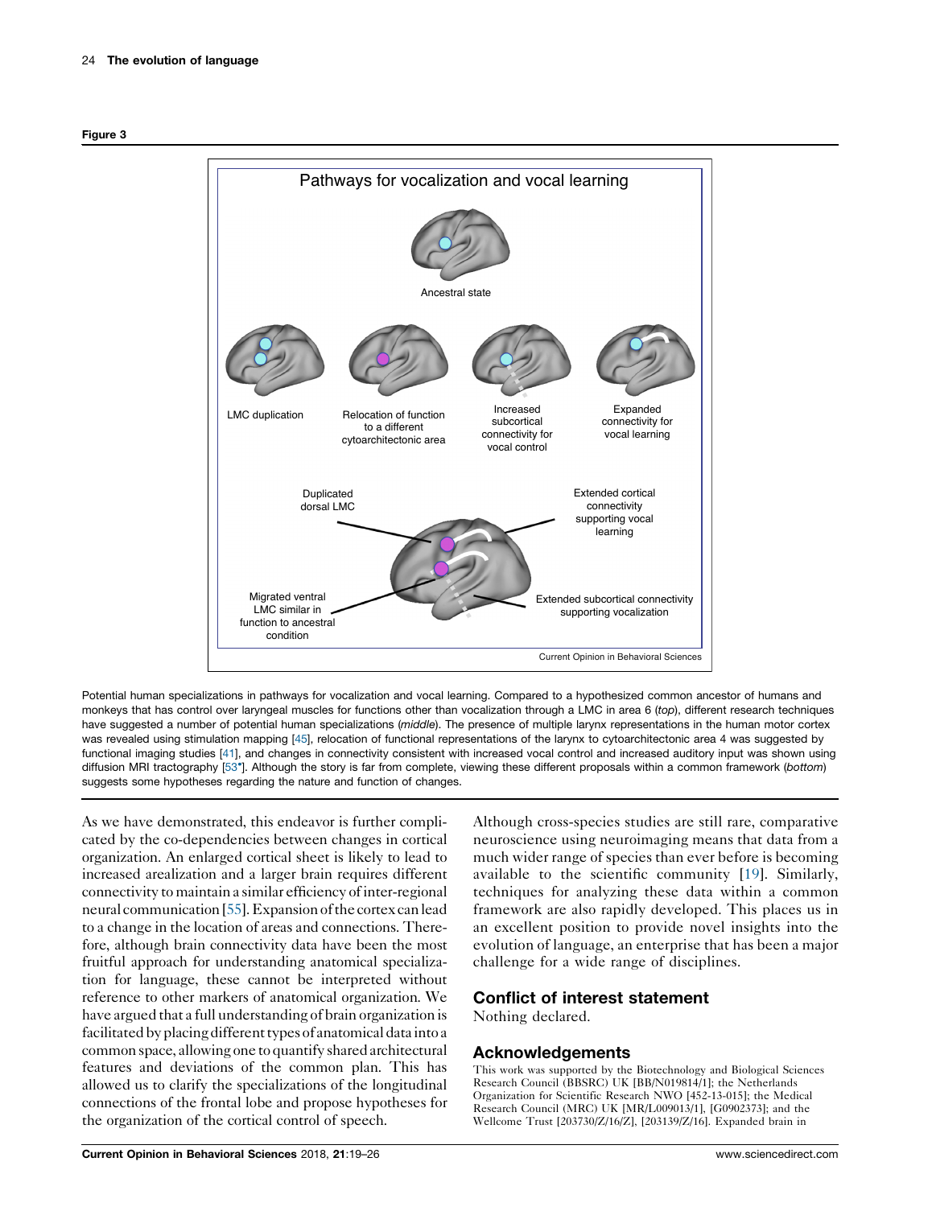Figure 3

Pathways for vocalization and vocal learning

Ancestral state

LMC duplication

Relocation of function to a different cytoarchitectonic area

Increased subcortical connectivity for vocal control

Expanded connectivity for vocal learning

Duplicated dorsal LMC

Extended cortical connectivity supporting vocal learning

Migrated ventral LMC similar in function to ancestral condition

Extended subcortical connectivity supporting vocalization

Current Opinion in Behavioral Sciences

Potential human specializations in pathways for vocalization and vocal learning. Compared to a hypothesized common ancestor of humans and monkeys that has control over laryngeal muscles for functions other than vocalization through a LMC in area 6 (*top*), different research techniques have suggested a number of potential human specializations (*middle*). The presence of multiple larynx representations in the human motor cortex was revealed using stimulation mapping [45], relocation of functional representations of the larynx to cytoarchitectonic area 4 was suggested by functional imaging studies [41], and changes in connectivity consistent with increased vocal control and increased auditory input was shown using diffusion MRI tractography [53•]. Although the story is far from complete, viewing these different proposals within a common framework (*bottom*) suggests some hypotheses regarding the nature and function of changes.

As we have demonstrated, this endeavor is further complicated by the co-dependencies between changes in cortical organization. An enlarged cortical sheet is likely to lead to increased arealization and a larger brain requires different connectivity to maintain a similar efficiency of inter-regional neural communication [55]. Expansion of the cortex can lead to a change in the location of areas and connections. Therefore, although brain connectivity data have been the most fruitful approach for understanding anatomical specialization for language, these cannot be interpreted without reference to other markers of anatomical organization. We have argued that a full understanding of brain organization is facilitated by placing different types of anatomical data into a common space, allowing one to quantify shared architectural features and deviations of the common plan. This has allowed us to clarify the specializations of the longitudinal connections of the frontal lobe and propose hypotheses for the organization of the cortical control of speech.

Although cross-species studies are still rare, comparative neuroscience using neuroimaging means that data from a much wider range of species than ever before is becoming available to the scientific community [19]. Similarly, techniques for analyzing these data within a common framework are also rapidly developed. This places us in an excellent position to provide novel insights into the evolution of language, an enterprise that has been a major challenge for a wide range of disciplines.

## Conflict of interest statement

Nothing declared.

## Acknowledgements

This work was supported by the Biotechnology and Biological Sciences Research Council (BBSRC) UK [BB/N019814/1]; the Netherlands Organization for Scientific Research NWO [452-13-015]; the Medical Research Council (MRC) UK [MR/L009013/1], [G0902373]; and the Wellcome Trust [203730/Z/16/Z], [203139/Z/16]. Expanded brain in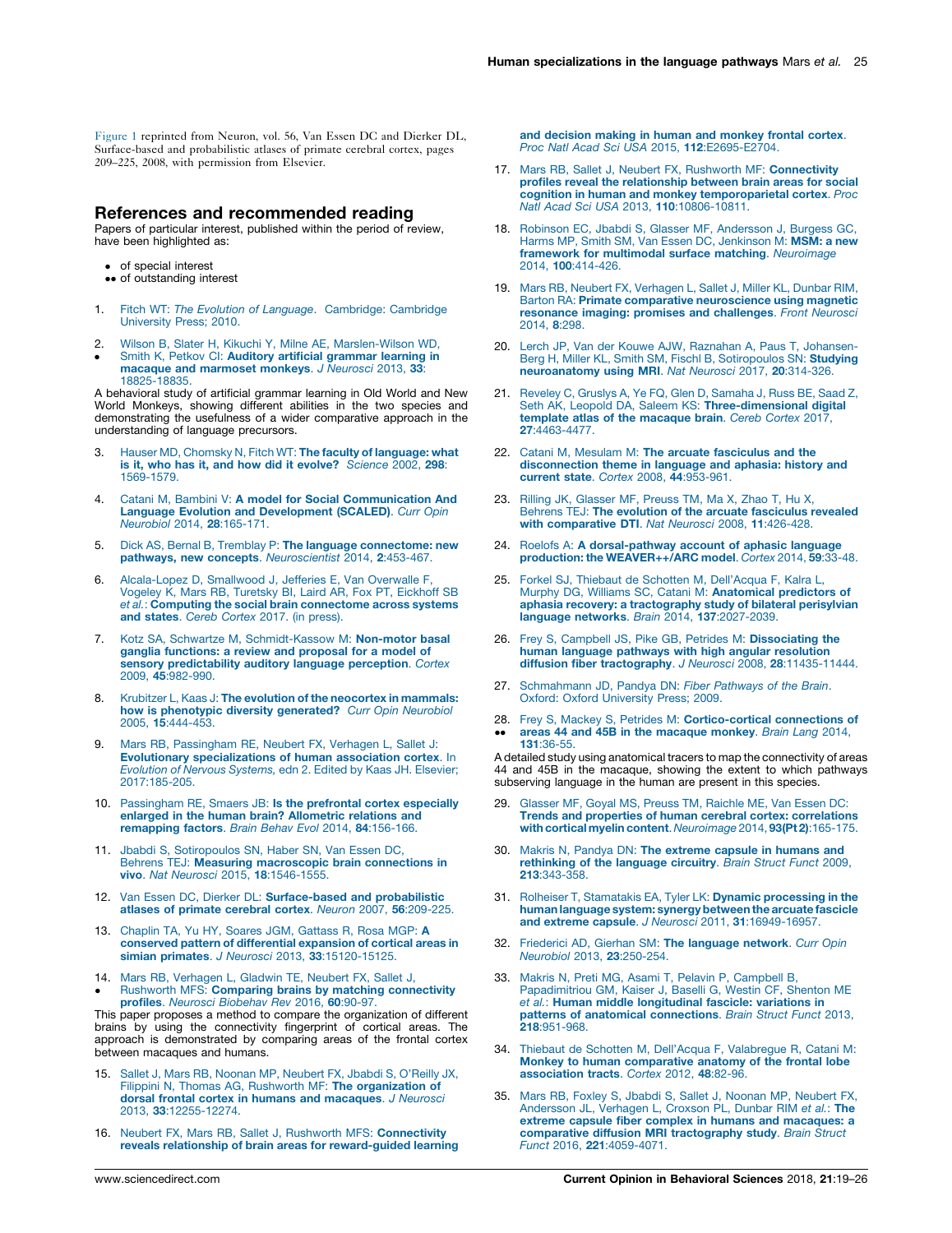Figure 1 reprinted from Neuron, vol. 56, Van Essen DC and Dierker DL, Surface-based and probabilistic atlases of primate cerebral cortex, pages 209–225, 2008, with permission from Elsevier.

## References and recommended reading

Papers of particular interest, published within the period of review, have been highlighted as:

- • of special interest
- •• of outstanding interest

1. Fitch WT: *The Evolution of Language*. Cambridge: Cambridge University Press; 2010.

2. • Wilson B, Slater H, Kikuchi Y, Milne AE, Marslen-Wilson WD, Smith K, Petkov CI: **Auditory artificial grammar learning in macaque and marmoset monkeys**. *J Neurosci* 2013, **33**: 18825-18835.
A behavioral study of artificial grammar learning in Old World and New World Monkeys, showing different abilities in the two species and demonstrating the usefulness of a wider comparative approach in the understanding of language precursors.

3. Hauser MD, Chomsky N, Fitch WT: **The faculty of language: what is it, who has it, and how did it evolve?** *Science* 2002, **298**: 1569-1579.

4. Catani M, Bambini V: **A model for Social Communication And Language Evolution and Development (SCALED)**. *Curr Opin Neurobiol* 2014, **28**:165-171.

5. Dick AS, Bernal B, Tremblay P: **The language connectome: new pathways, new concepts**. *Neuroscientist* 2014, **2**:453-467.

6. Alcala-Lopez D, Smallwood J, Jefferies E, Van Overwalle F, Vogeley K, Mars RB, Turetsky BI, Laird AR, Fox PT, Eickhoff SB *et al.*: **Computing the social brain connectome across systems and states**. *Cereb Cortex* 2017. (in press).

7. Kotz SA, Schwartze M, Schmidt-Kassow M: **Non-motor basal ganglia functions: a review and proposal for a model of sensory predictability auditory language perception**. *Cortex* 2009, **45**:982-990.

8. Krubitzer L, Kaas J: **The evolution of the neocortex in mammals: how is phenotypic diversity generated?** *Curr Opin Neurobiol* 2005, **15**:444-453.

9. Mars RB, Passingham RE, Neubert FX, Verhagen L, Sallet J: **Evolutionary specializations of human association cortex**. In *Evolution of Nervous Systems,* edn 2. Edited by Kaas JH. Elsevier; 2017:185-205.

10. Passingham RE, Smaers JB: **Is the prefrontal cortex especially enlarged in the human brain? Allometric relations and remapping factors**. *Brain Behav Evol* 2014, **84**:156-166.

11. Jbabdi S, Sotiropoulos SN, Haber SN, Van Essen DC, Behrens TEJ: **Measuring macroscopic brain connections in vivo**. *Nat Neurosci* 2015, **18**:1546-1555.

12. Van Essen DC, Dierker DL: **Surface-based and probabilistic atlases of primate cerebral cortex**. *Neuron* 2007, **56**:209-225.

13. Chaplin TA, Yu HY, Soares JGM, Gattass R, Rosa MGP: **A conserved pattern of differential expansion of cortical areas in simian primates**. *J Neurosci* 2013, **33**:15120-15125.

14. • Mars RB, Verhagen L, Gladwin TE, Neubert FX, Sallet J, Rushworth MFS: **Comparing brains by matching connectivity profiles**. *Neurosci Biobehav Rev* 2016, **60**:90-97.
This paper proposes a method to compare the organization of different brains by using the connectivity fingerprint of cortical areas. The approach is demonstrated by comparing areas of the frontal cortex between macaques and humans.

15. Sallet J, Mars RB, Noonan MP, Neubert FX, Jbabdi S, O'Reilly JX, Filippini N, Thomas AG, Rushworth MF: **The organization of dorsal frontal cortex in humans and macaques**. *J Neurosci* 2013, **33**:12255-12274.

16. Neubert FX, Mars RB, Sallet J, Rushworth MFS: **Connectivity reveals relationship of brain areas for reward-guided learning and decision making in human and monkey frontal cortex**. *Proc Natl Acad Sci USA* 2015, **112**:E2695-E2704.

17. Mars RB, Sallet J, Neubert FX, Rushworth MF: **Connectivity profiles reveal the relationship between brain areas for social cognition in human and monkey temporoparietal cortex**. *Proc Natl Acad Sci USA* 2013, **110**:10806-10811.

18. Robinson EC, Jbabdi S, Glasser MF, Andersson J, Burgess GC, Harms MP, Smith SM, Van Essen DC, Jenkinson M: **MSM: a new framework for multimodal surface matching**. *Neuroimage* 2014, **100**:414-426.

19. Mars RB, Neubert FX, Verhagen L, Sallet J, Miller KL, Dunbar RIM, Barton RA: **Primate comparative neuroscience using magnetic resonance imaging: promises and challenges**. *Front Neurosci* 2014, **8**:298.

20. Lerch JP, Van der Kouwe AJW, Raznahan A, Paus T, Johansen-Berg H, Miller KL, Smith SM, Fischl B, Sotiropoulos SN: **Studying neuroanatomy using MRI**. *Nat Neurosci* 2017, **20**:314-326.

21. Reveley C, Gruslys A, Ye FQ, Glen D, Samaha J, Russ BE, Saad Z, Seth AK, Leopold DA, Saleem KS: **Three-dimensional digital template atlas of the macaque brain**. *Cereb Cortex* 2017, **27**:4463-4477.

22. Catani M, Mesulam M: **The arcuate fasciculus and the disconnection theme in language and aphasia: history and current state**. *Cortex* 2008, **44**:953-961.

23. Rilling JK, Glasser MF, Preuss TM, Ma X, Zhao T, Hu X, Behrens TEJ: **The evolution of the arcuate fasciculus revealed with comparative DTI**. *Nat Neurosci* 2008, **11**:426-428.

24. Roelofs A: **A dorsal-pathway account of aphasic language production: the WEAVER++/ARC model**. *Cortex* 2014, **59**:33-48.

25. Forkel SJ, Thiebaut de Schotten M, Dell'Acqua F, Kalra L, Murphy DG, Williams SC, Catani M: **Anatomical predictors of aphasia recovery: a tractography study of bilateral perisylvian language networks**. *Brain* 2014, **137**:2027-2039.

26. Frey S, Campbell JS, Pike GB, Petrides M: **Dissociating the human language pathways with high angular resolution diffusion fiber tractography**. *J Neurosci* 2008, **28**:11435-11444.

27. Schmahmann JD, Pandya DN: *Fiber Pathways of the Brain*. Oxford: Oxford University Press; 2009.

28. •• Frey S, Mackey S, Petrides M: **Cortico-cortical connections of areas 44 and 45B in the macaque monkey**. *Brain Lang* 2014, **131**:36-55.
A detailed study using anatomical tracers to map the connectivity of areas 44 and 45B in the macaque, showing the extent to which pathways subserving language in the human are present in this species.

29. Glasser MF, Goyal MS, Preuss TM, Raichle ME, Van Essen DC: **Trends and properties of human cerebral cortex: correlations with cortical myelin content**. *Neuroimage* 2014, **93(Pt 2)**:165-175.

30. Makris N, Pandya DN: **The extreme capsule in humans and rethinking of the language circuitry**. *Brain Struct Funct* 2009, **213**:343-358.

31. Rolheiser T, Stamatakis EA, Tyler LK: **Dynamic processing in the human language system: synergy between the arcuate fascicle and extreme capsule**. *J Neurosci* 2011, **31**:16949-16957.

32. Friederici AD, Gierhan SM: **The language network**. *Curr Opin Neurobiol* 2013, **23**:250-254.

33. Makris N, Preti MG, Asami T, Pelavin P, Campbell B, Papadimitriou GM, Kaiser J, Baselli G, Westin CF, Shenton ME *et al.*: **Human middle longitudinal fascicle: variations in patterns of anatomical connections**. *Brain Struct Funct* 2013, **218**:951-968.

34. Thiebaut de Schotten M, Dell'Acqua F, Valabregue R, Catani M: **Monkey to human comparative anatomy of the frontal lobe association tracts**. *Cortex* 2012, **48**:82-96.

35. Mars RB, Foxley S, Jbabdi S, Sallet J, Noonan MP, Neubert FX, Andersson JL, Verhagen L, Croxson PL, Dunbar RIM *et al.*: **The extreme capsule fiber complex in humans and macaques: a comparative diffusion MRI tractography study**. *Brain Struct Funct* 2016, **221**:4059-4071.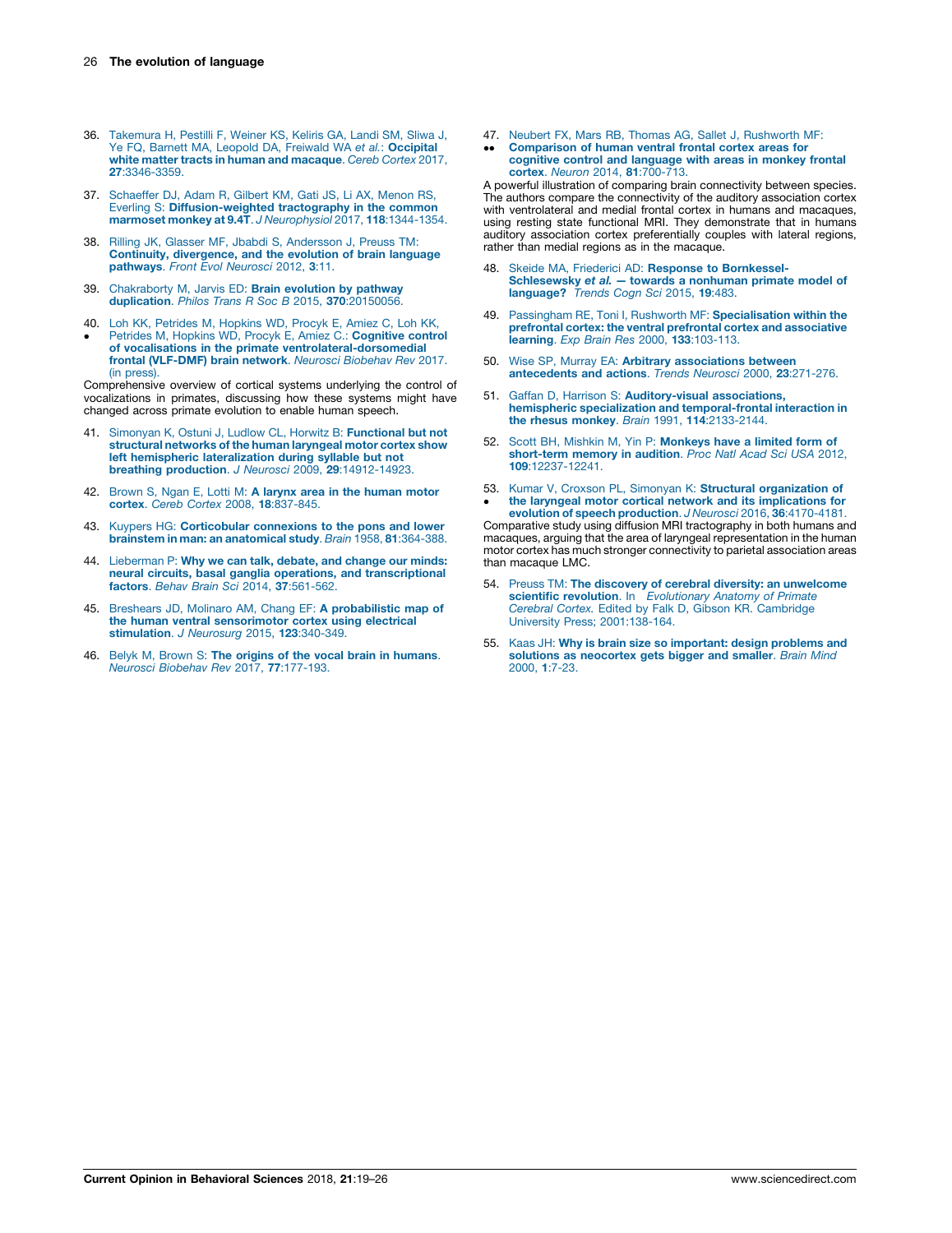36. Takemura H, Pestilli F, Weiner KS, Keliris GA, Landi SM, Sliwa J, Ye FQ, Barnett MA, Leopold DA, Freiwald WA *et al.*: **Occipital white matter tracts in human and macaque**. *Cereb Cortex* 2017, **27**:3346-3359.

37. Schaeffer DJ, Adam R, Gilbert KM, Gati JS, Li AX, Menon RS, Everling S: **Diffusion-weighted tractography in the common marmoset monkey at 9.4T**. *J Neurophysiol* 2017, **118**:1344-1354.

38. Rilling JK, Glasser MF, Jbabdi S, Andersson J, Preuss TM: **Continuity, divergence, and the evolution of brain language pathways**. *Front Evol Neurosci* 2012, **3**:11.

39. Chakraborty M, Jarvis ED: **Brain evolution by pathway duplication**. *Philos Trans R Soc B* 2015, **370**:20150056.

40. • Loh KK, Petrides M, Hopkins WD, Procyk E, Amiez C, Loh KK, Petrides M, Hopkins WD, Procyk E, Amiez C.: **Cognitive control of vocalisations in the primate ventrolateral-dorsomedial frontal (VLF-DMF) brain network**. *Neurosci Biobehav Rev* 2017. (in press).

Comprehensive overview of cortical systems underlying the control of vocalizations in primates, discussing how these systems might have changed across primate evolution to enable human speech.

41. Simonyan K, Ostuni J, Ludlow CL, Horwitz B: **Functional but not structural networks of the human laryngeal motor cortex show left hemispheric lateralization during syllable but not breathing production**. *J Neurosci* 2009, **29**:14912-14923.

42. Brown S, Ngan E, Lotti M: **A larynx area in the human motor cortex**. *Cereb Cortex* 2008, **18**:837-845.

43. Kuypers HG: **Corticobular connexions to the pons and lower brainstem in man: an anatomical study**. *Brain* 1958, **81**:364-388.

44. Lieberman P: **Why we can talk, debate, and change our minds: neural circuits, basal ganglia operations, and transcriptional factors**. *Behav Brain Sci* 2014, **37**:561-562.

45. Breshears JD, Molinaro AM, Chang EF: **A probabilistic map of the human ventral sensorimotor cortex using electrical stimulation**. *J Neurosurg* 2015, **123**:340-349.

46. Belyk M, Brown S: **The origins of the vocal brain in humans**. *Neurosci Biobehav Rev* 2017, **77**:177-193.

47. •• Neubert FX, Mars RB, Thomas AG, Sallet J, Rushworth MF: **Comparison of human ventral frontal cortex areas for cognitive control and language with areas in monkey frontal cortex**. *Neuron* 2014, **81**:700-713.

A powerful illustration of comparing brain connectivity between species. The authors compare the connectivity of the auditory association cortex with ventrolateral and medial frontal cortex in humans and macaques, using resting state functional MRI. They demonstrate that in humans auditory association cortex preferentially couples with lateral regions, rather than medial regions as in the macaque.

48. Skeide MA, Friederici AD: **Response to Bornkessel-Schlesewsky *et al.* — towards a nonhuman primate model of language?** *Trends Cogn Sci* 2015, **19**:483.

49. Passingham RE, Toni I, Rushworth MF: **Specialisation within the prefrontal cortex: the ventral prefrontal cortex and associative learning**. *Exp Brain Res* 2000, **133**:103-113.

50. Wise SP, Murray EA: **Arbitrary associations between antecedents and actions**. *Trends Neurosci* 2000, **23**:271-276.

51. Gaffan D, Harrison S: **Auditory-visual associations, hemispheric specialization and temporal-frontal interaction in the rhesus monkey**. *Brain* 1991, **114**:2133-2144.

52. Scott BH, Mishkin M, Yin P: **Monkeys have a limited form of short-term memory in audition**. *Proc Natl Acad Sci USA* 2012, **109**:12237-12241.

53. • Kumar V, Croxson PL, Simonyan K: **Structural organization of the laryngeal motor cortical network and its implications for evolution of speech production**. *J Neurosci* 2016, **36**:4170-4181.

Comparative study using diffusion MRI tractography in both humans and macaques, arguing that the area of laryngeal representation in the human motor cortex has much stronger connectivity to parietal association areas than macaque LMC.

54. Preuss TM: **The discovery of cerebral diversity: an unwelcome scientific revolution**. In *Evolutionary Anatomy of Primate Cerebral Cortex*. Edited by Falk D, Gibson KR. Cambridge University Press; 2001:138-164.

55. Kaas JH: **Why is brain size so important: design problems and solutions as neocortex gets bigger and smaller**. *Brain Mind* 2000, **1**:7-23.